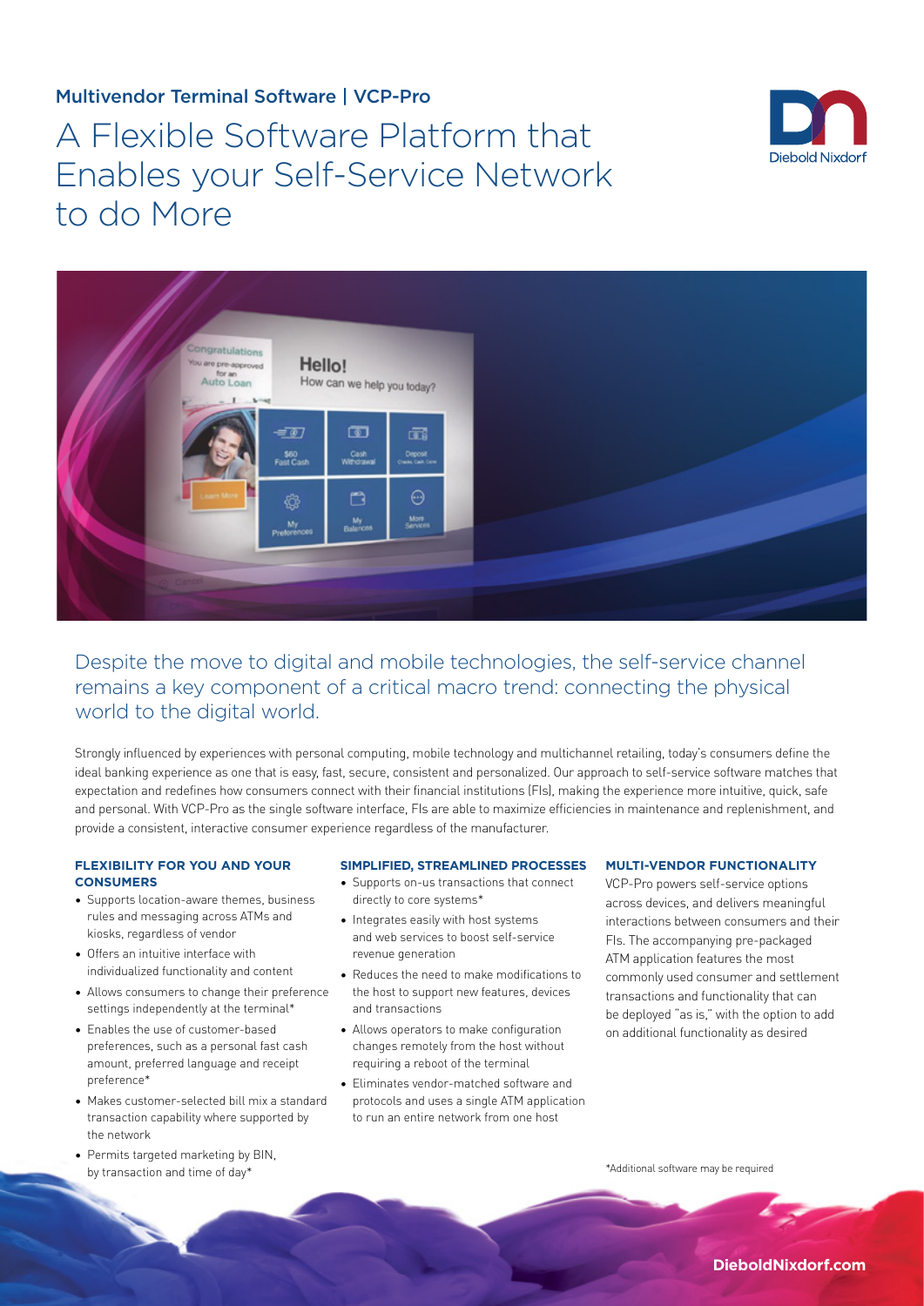Multivendor Terminal Software | VCP-Pro

# A Flexible Software Platform that Enables your Self-Service Network to do More

## Despite the move to digital and mobile technologies, the self-service channel remains a key component of a critical macro trend: connecting the physical world to the digital world.

Strongly influenced by experiences with personal computing, mobile technology and multichannel retailing, today's consumers define the ideal banking experience as one that is easy, fast, secure, consistent and personalized. Our approach to self-service software matches that expectation and redefines how consumers connect with their financial institutions (FIs), making the experience more intuitive, quick, safe and personal. With VCP-Pro as the single software interface, FIs are able to maximize efficiencies in maintenance and replenishment, and provide a consistent, interactive consumer experience regardless of the manufacturer.

### FLEXIBILITY FOR YOU AND YOUR CONSUMERS

- Supports location-aware themes, business rules and messaging across ATMs and kiosks, regardless of vendor
- Offers an intuitive interface with individualized functionality and content
- Allows consumers to change their preference settings independently at the terminal*
- Enables the use of customer-based preferences, such as a personal fast cash amount, preferred language and receipt preference*
- Makes customer-selected bill mix a standard transaction capability where supported by the network
- Permits targeted marketing by BIN, by transaction and time of day*

### SIMPLIFIED, STREAMLINED PROCESSES

- Supports on-us transactions that connect directly to core systems*
- Integrates easily with host systems and web services to boost self-service revenue generation
- Reduces the need to make modifications to the host to support new features, devices and transactions
- Allows operators to make configuration changes remotely from the host without requiring a reboot of the terminal
- Eliminates vendor-matched software and protocols and uses a single ATM application to run an entire network from one host

### MULTI-VENDOR FUNCTIONALITY

VCP-Pro powers self-service options across devices, and delivers meaningful interactions between consumers and their FIs. The accompanying pre-packaged ATM application features the most commonly used consumer and settlement transactions and functionality that can be deployed "as is," with the option to add on additional functionality as desired

*Additional software may be required

DieboldNixdorf.com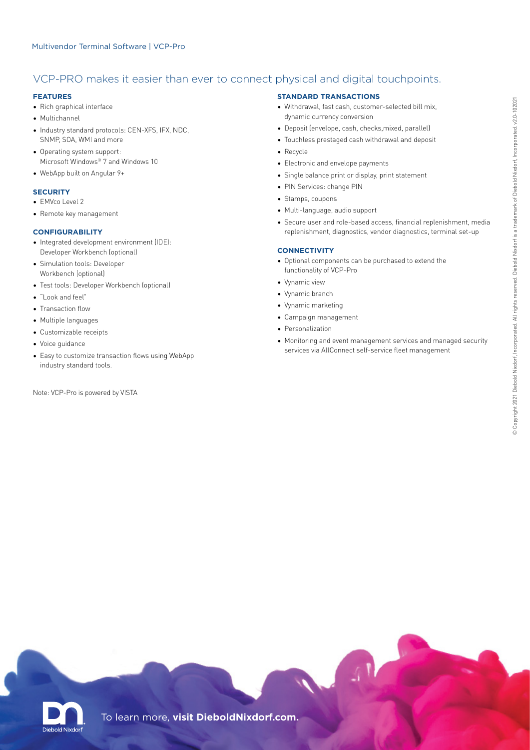## VCP-PRO makes it easier than ever to connect physical and digital touchpoints.

### FEATURES

- Rich graphical interface
- Multichannel
- Industry standard protocols: CEN-XFS, IFX, NDC, SNMP, SOA, WMI and more
- Operating system support: Microsoft Windows® 7 and Windows 10
- WebApp built on Angular 9+

### SECURITY

- EMVco Level 2
- Remote key management

### CONFIGURABILITY

- Integrated development environment (IDE): Developer Workbench (optional)
- Simulation tools: Developer Workbench (optional)
- Test tools: Developer Workbench (optional)
- "Look and feel"
- Transaction flow
- Multiple languages
- Customizable receipts
- Voice guidance
- Easy to customize transaction flows using WebApp industry standard tools.

Note: VCP-Pro is powered by VISTA

### STANDARD TRANSACTIONS

- Withdrawal, fast cash, customer-selected bill mix, dynamic currency conversion
- Deposit (envelope, cash, checks,mixed, parallel)
- Touchless prestaged cash withdrawal and deposit
- Recycle
- Electronic and envelope payments
- Single balance print or display, print statement
- PIN Services: change PIN
- Stamps, coupons
- Multi-language, audio support
- Secure user and role-based access, financial replenishment, media replenishment, diagnostics, vendor diagnostics, terminal set-up

### CONNECTIVITY

- Optional components can be purchased to extend the functionality of VCP-Pro
- Vynamic view
- Vynamic branch
- Vynamic marketing
- Campaign management
- Personalization
- Monitoring and event management services and managed security services via AllConnect self-service fleet management

© Copyright 2021 Diebold Nixdorf, Incorporated. All rights reserved. Diebold Nixdorf is a trademark of Diebold Nixdorf, Incorporated. v2.0-102021

Diebold Nixdorf

To learn more, **visit DieboldNixdorf.com.**